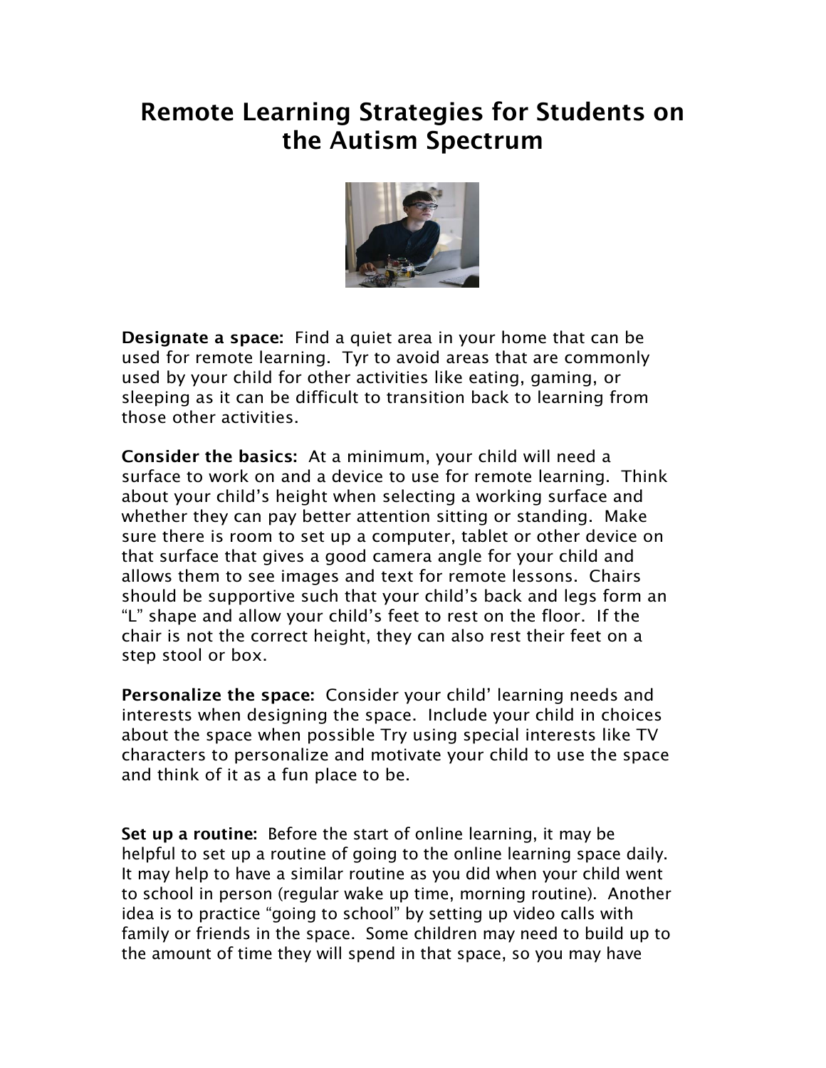# Remote Learning Strategies for Students on the Autism Spectrum

**Designate a space:** Find a quiet area in your home that can be used for remote learning. Tyr to avoid areas that are commonly used by your child for other activities like eating, gaming, or sleeping as it can be difficult to transition back to learning from those other activities.

**Consider the basics:** At a minimum, your child will need a surface to work on and a device to use for remote learning. Think about your child's height when selecting a working surface and whether they can pay better attention sitting or standing. Make sure there is room to set up a computer, tablet or other device on that surface that gives a good camera angle for your child and allows them to see images and text for remote lessons. Chairs should be supportive such that your child's back and legs form an "L" shape and allow your child's feet to rest on the floor. If the chair is not the correct height, they can also rest their feet on a step stool or box.

**Personalize the space:** Consider your child' learning needs and interests when designing the space. Include your child in choices about the space when possible Try using special interests like TV characters to personalize and motivate your child to use the space and think of it as a fun place to be.

**Set up a routine:** Before the start of online learning, it may be helpful to set up a routine of going to the online learning space daily. It may help to have a similar routine as you did when your child went to school in person (regular wake up time, morning routine). Another idea is to practice "going to school" by setting up video calls with family or friends in the space. Some children may need to build up to the amount of time they will spend in that space, so you may have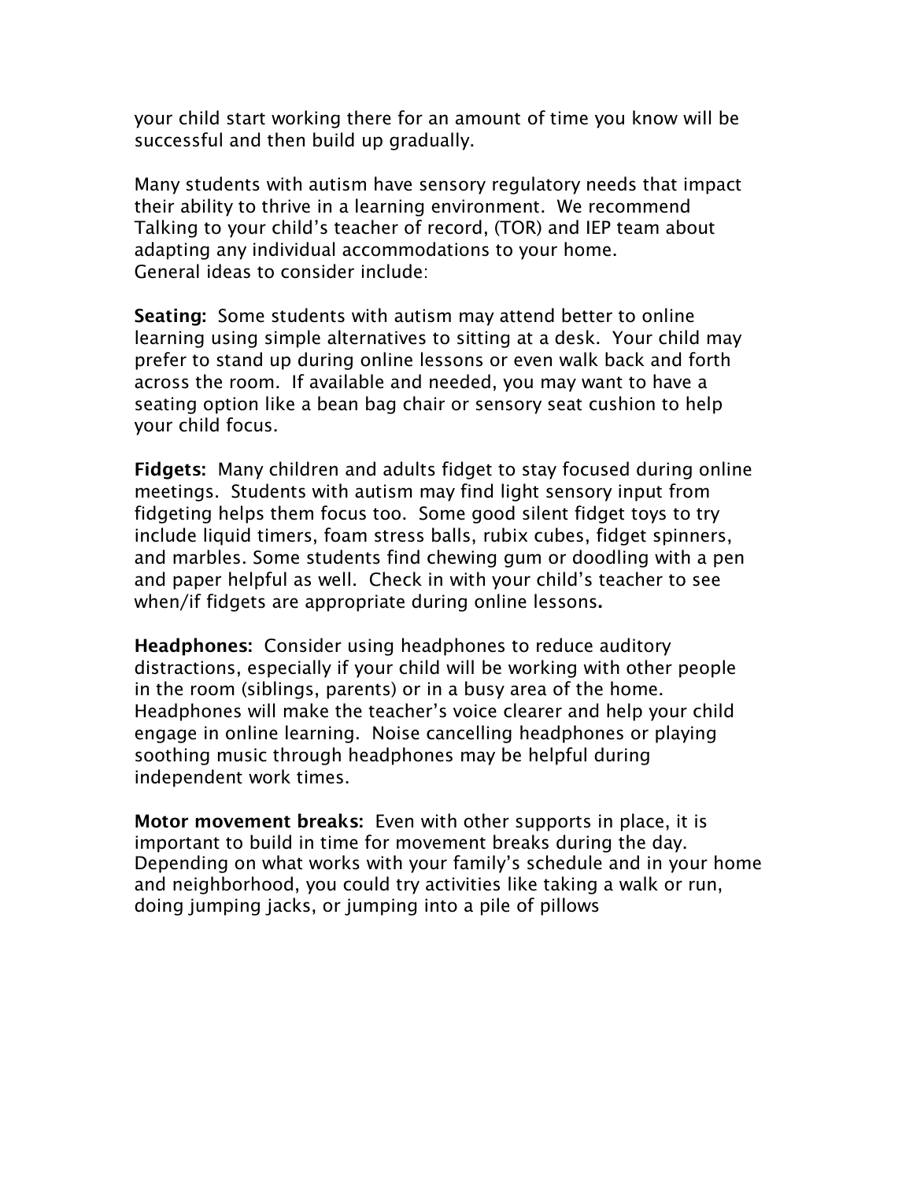your child start working there for an amount of time you know will be successful and then build up gradually.

Many students with autism have sensory regulatory needs that impact their ability to thrive in a learning environment. We recommend Talking to your child's teacher of record, (TOR) and IEP team about adapting any individual accommodations to your home.
General ideas to consider include:

**Seating:** Some students with autism may attend better to online learning using simple alternatives to sitting at a desk. Your child may prefer to stand up during online lessons or even walk back and forth across the room. If available and needed, you may want to have a seating option like a bean bag chair or sensory seat cushion to help your child focus.

**Fidgets:** Many children and adults fidget to stay focused during online meetings. Students with autism may find light sensory input from fidgeting helps them focus too. Some good silent fidget toys to try include liquid timers, foam stress balls, rubix cubes, fidget spinners, and marbles. Some students find chewing gum or doodling with a pen and paper helpful as well. Check in with your child's teacher to see when/if fidgets are appropriate during online lessons**.**

**Headphones:** Consider using headphones to reduce auditory distractions, especially if your child will be working with other people in the room (siblings, parents) or in a busy area of the home. Headphones will make the teacher's voice clearer and help your child engage in online learning. Noise cancelling headphones or playing soothing music through headphones may be helpful during independent work times.

**Motor movement breaks:** Even with other supports in place, it is important to build in time for movement breaks during the day. Depending on what works with your family's schedule and in your home and neighborhood, you could try activities like taking a walk or run, doing jumping jacks, or jumping into a pile of pillows